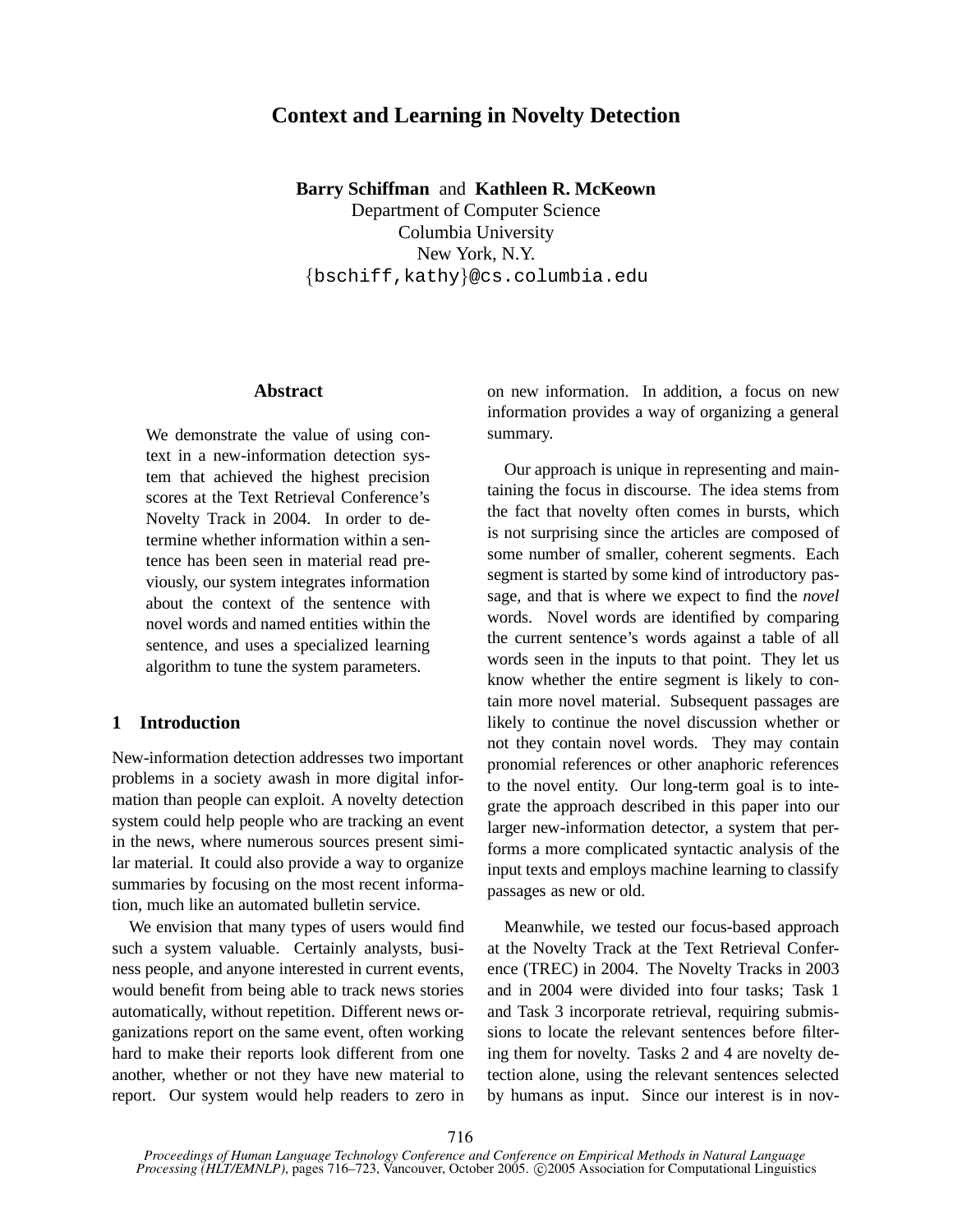# Context and Learning in Novelty Detection

**Barry Schiffman** and **Kathleen R. McKeown**
Department of Computer Science
Columbia University
New York, N.Y.
{bschiff,kathy}@cs.columbia.edu

## Abstract

We demonstrate the value of using context in a new-information detection system that achieved the highest precision scores at the Text Retrieval Conference's Novelty Track in 2004. In order to determine whether information within a sentence has been seen in material read previously, our system integrates information about the context of the sentence with novel words and named entities within the sentence, and uses a specialized learning algorithm to tune the system parameters.

## 1 Introduction

New-information detection addresses two important problems in a society awash in more digital information than people can exploit. A novelty detection system could help people who are tracking an event in the news, where numerous sources present similar material. It could also provide a way to organize summaries by focusing on the most recent information, much like an automated bulletin service.

We envision that many types of users would find such a system valuable. Certainly analysts, business people, and anyone interested in current events, would benefit from being able to track news stories automatically, without repetition. Different news organizations report on the same event, often working hard to make their reports look different from one another, whether or not they have new material to report. Our system would help readers to zero in on new information. In addition, a focus on new information provides a way of organizing a general summary.

Our approach is unique in representing and maintaining the focus in discourse. The idea stems from the fact that novelty often comes in bursts, which is not surprising since the articles are composed of some number of smaller, coherent segments. Each segment is started by some kind of introductory passage, and that is where we expect to find the *novel* words. Novel words are identified by comparing the current sentence's words against a table of all words seen in the inputs to that point. They let us know whether the entire segment is likely to contain more novel material. Subsequent passages are likely to continue the novel discussion whether or not they contain novel words. They may contain pronomial references or other anaphoric references to the novel entity. Our long-term goal is to integrate the approach described in this paper into our larger new-information detector, a system that performs a more complicated syntactic analysis of the input texts and employs machine learning to classify passages as new or old.

Meanwhile, we tested our focus-based approach at the Novelty Track at the Text Retrieval Conference (TREC) in 2004. The Novelty Tracks in 2003 and in 2004 were divided into four tasks; Task 1 and Task 3 incorporate retrieval, requiring submissions to locate the relevant sentences before filtering them for novelty. Tasks 2 and 4 are novelty detection alone, using the relevant sentences selected by humans as input. Since our interest is in nov-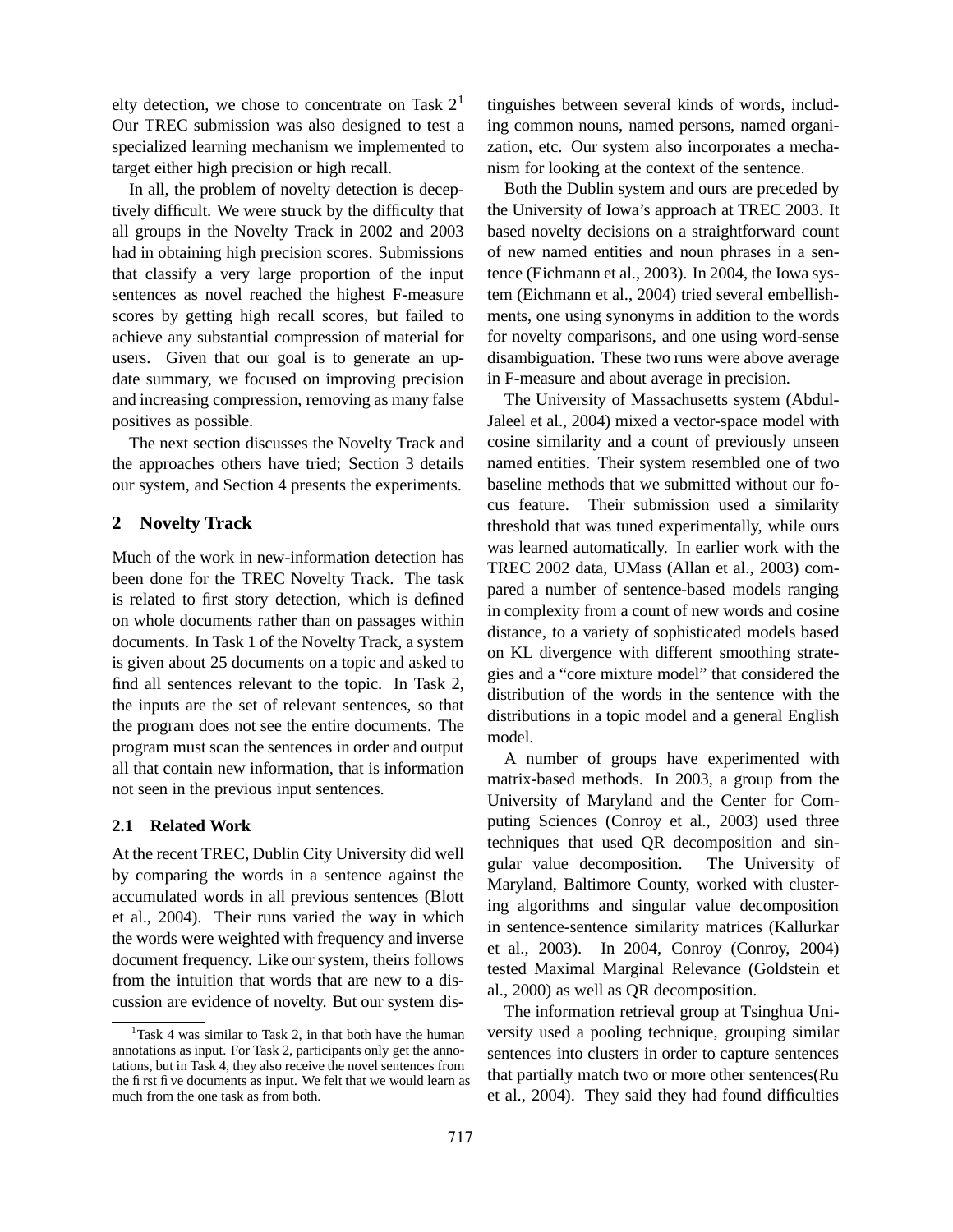elty detection, we chose to concentrate on Task 2[1] Our TREC submission was also designed to test a specialized learning mechanism we implemented to target either high precision or high recall.

In all, the problem of novelty detection is deceptively difficult. We were struck by the difficulty that all groups in the Novelty Track in 2002 and 2003 had in obtaining high precision scores. Submissions that classify a very large proportion of the input sentences as novel reached the highest F-measure scores by getting high recall scores, but failed to achieve any substantial compression of material for users. Given that our goal is to generate an update summary, we focused on improving precision and increasing compression, removing as many false positives as possible.

The next section discusses the Novelty Track and the approaches others have tried; Section 3 details our system, and Section 4 presents the experiments.

## 2 Novelty Track

Much of the work in new-information detection has been done for the TREC Novelty Track. The task is related to first story detection, which is defined on whole documents rather than on passages within documents. In Task 1 of the Novelty Track, a system is given about 25 documents on a topic and asked to find all sentences relevant to the topic. In Task 2, the inputs are the set of relevant sentences, so that the program does not see the entire documents. The program must scan the sentences in order and output all that contain new information, that is information not seen in the previous input sentences.

### 2.1 Related Work

At the recent TREC, Dublin City University did well by comparing the words in a sentence against the accumulated words in all previous sentences (Blott et al., 2004). Their runs varied the way in which the words were weighted with frequency and inverse document frequency. Like our system, theirs follows from the intuition that words that are new to a discussion are evidence of novelty. But our system distinguishes between several kinds of words, including common nouns, named persons, named organization, etc. Our system also incorporates a mechanism for looking at the context of the sentence.

Both the Dublin system and ours are preceded by the University of Iowa's approach at TREC 2003. It based novelty decisions on a straightforward count of new named entities and noun phrases in a sentence (Eichmann et al., 2003). In 2004, the Iowa system (Eichmann et al., 2004) tried several embellishments, one using synonyms in addition to the words for novelty comparisons, and one using word-sense disambiguation. These two runs were above average in F-measure and about average in precision.

The University of Massachusetts system (Abdul-Jaleel et al., 2004) mixed a vector-space model with cosine similarity and a count of previously unseen named entities. Their system resembled one of two baseline methods that we submitted without our focus feature. Their submission used a similarity threshold that was tuned experimentally, while ours was learned automatically. In earlier work with the TREC 2002 data, UMass (Allan et al., 2003) compared a number of sentence-based models ranging in complexity from a count of new words and cosine distance, to a variety of sophisticated models based on KL divergence with different smoothing strategies and a "core mixture model" that considered the distribution of the words in the sentence with the distributions in a topic model and a general English model.

A number of groups have experimented with matrix-based methods. In 2003, a group from the University of Maryland and the Center for Computing Sciences (Conroy et al., 2003) used three techniques that used QR decomposition and singular value decomposition. The University of Maryland, Baltimore County, worked with clustering algorithms and singular value decomposition in sentence-sentence similarity matrices (Kallurkar et al., 2003). In 2004, Conroy (Conroy, 2004) tested Maximal Marginal Relevance (Goldstein et al., 2000) as well as QR decomposition.

The information retrieval group at Tsinghua University used a pooling technique, grouping similar sentences into clusters in order to capture sentences that partially match two or more other sentences(Ru et al., 2004). They said they had found difficulties

[1] Task 4 was similar to Task 2, in that both have the human annotations as input. For Task 2, participants only get the annotations, but in Task 4, they also receive the novel sentences from the first five documents as input. We felt that we would learn as much from the one task as from both.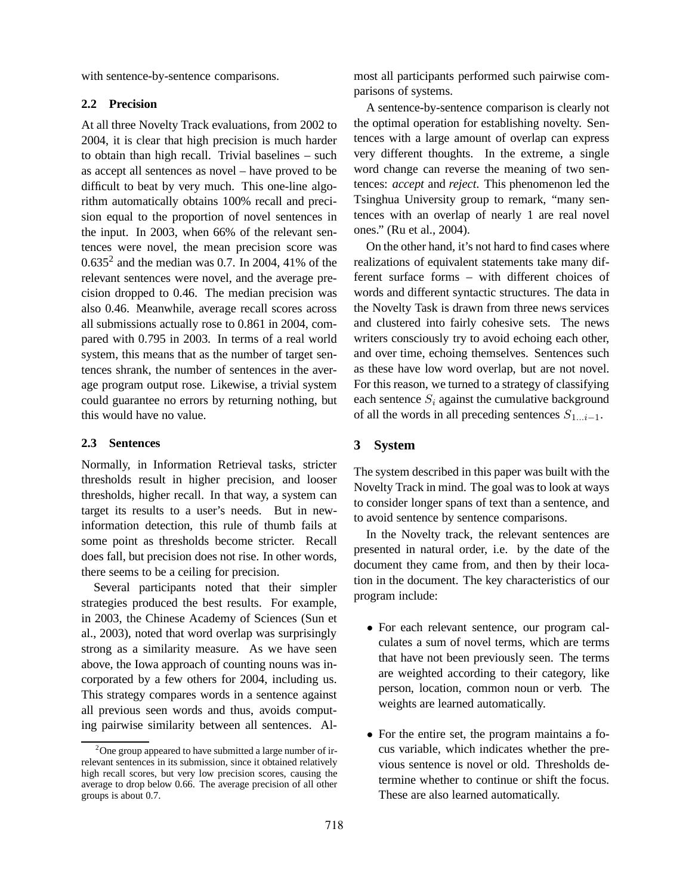with sentence-by-sentence comparisons.

### 2.2 Precision

At all three Novelty Track evaluations, from 2002 to 2004, it is clear that high precision is much harder to obtain than high recall. Trivial baselines – such as accept all sentences as novel – have proved to be difficult to beat by very much. This one-line algorithm automatically obtains 100% recall and precision equal to the proportion of novel sentences in the input. In 2003, when 66% of the relevant sentences were novel, the mean precision score was 0.635[2] and the median was 0.7. In 2004, 41% of the relevant sentences were novel, and the average precision dropped to 0.46. The median precision was also 0.46. Meanwhile, average recall scores across all submissions actually rose to 0.861 in 2004, compared with 0.795 in 2003. In terms of a real world system, this means that as the number of target sentences shrank, the number of sentences in the average program output rose. Likewise, a trivial system could guarantee no errors by returning nothing, but this would have no value.

### 2.3 Sentences

Normally, in Information Retrieval tasks, stricter thresholds result in higher precision, and looser thresholds, higher recall. In that way, a system can target its results to a user's needs. But in new-information detection, this rule of thumb fails at some point as thresholds become stricter. Recall does fall, but precision does not rise. In other words, there seems to be a ceiling for precision.

Several participants noted that their simpler strategies produced the best results. For example, in 2003, the Chinese Academy of Sciences (Sun et al., 2003), noted that word overlap was surprisingly strong as a similarity measure. As we have seen above, the Iowa approach of counting nouns was incorporated by a few others for 2004, including us. This strategy compares words in a sentence against all previous seen words and thus, avoids computing pairwise similarity between all sentences. Almost all participants performed such pairwise comparisons of systems.

A sentence-by-sentence comparison is clearly not the optimal operation for establishing novelty. Sentences with a large amount of overlap can express very different thoughts. In the extreme, a single word change can reverse the meaning of two sentences: *accept* and *reject*. This phenomenon led the Tsinghua University group to remark, "many sentences with an overlap of nearly 1 are real novel ones." (Ru et al., 2004).

On the other hand, it's not hard to find cases where realizations of equivalent statements take many different surface forms – with different choices of words and different syntactic structures. The data in the Novelty Task is drawn from three news services and clustered into fairly cohesive sets. The news writers consciously try to avoid echoing each other, and over time, echoing themselves. Sentences such as these have low word overlap, but are not novel. For this reason, we turned to a strategy of classifying each sentence $S_i$ against the cumulative background of all the words in all preceding sentences $S_{1...i-1}$.

[2] One group appeared to have submitted a large number of irrelevant sentences in its submission, since it obtained relatively high recall scores, but very low precision scores, causing the average to drop below 0.66. The average precision of all other groups is about 0.7.

## 3 System

The system described in this paper was built with the Novelty Track in mind. The goal was to look at ways to consider longer spans of text than a sentence, and to avoid sentence by sentence comparisons.

In the Novelty track, the relevant sentences are presented in natural order, i.e. by the date of the document they came from, and then by their location in the document. The key characteristics of our program include:

- For each relevant sentence, our program calculates a sum of novel terms, which are terms that have not been previously seen. The terms are weighted according to their category, like person, location, common noun or verb. The weights are learned automatically.

- For the entire set, the program maintains a focus variable, which indicates whether the previous sentence is novel or old. Thresholds determine whether to continue or shift the focus. These are also learned automatically.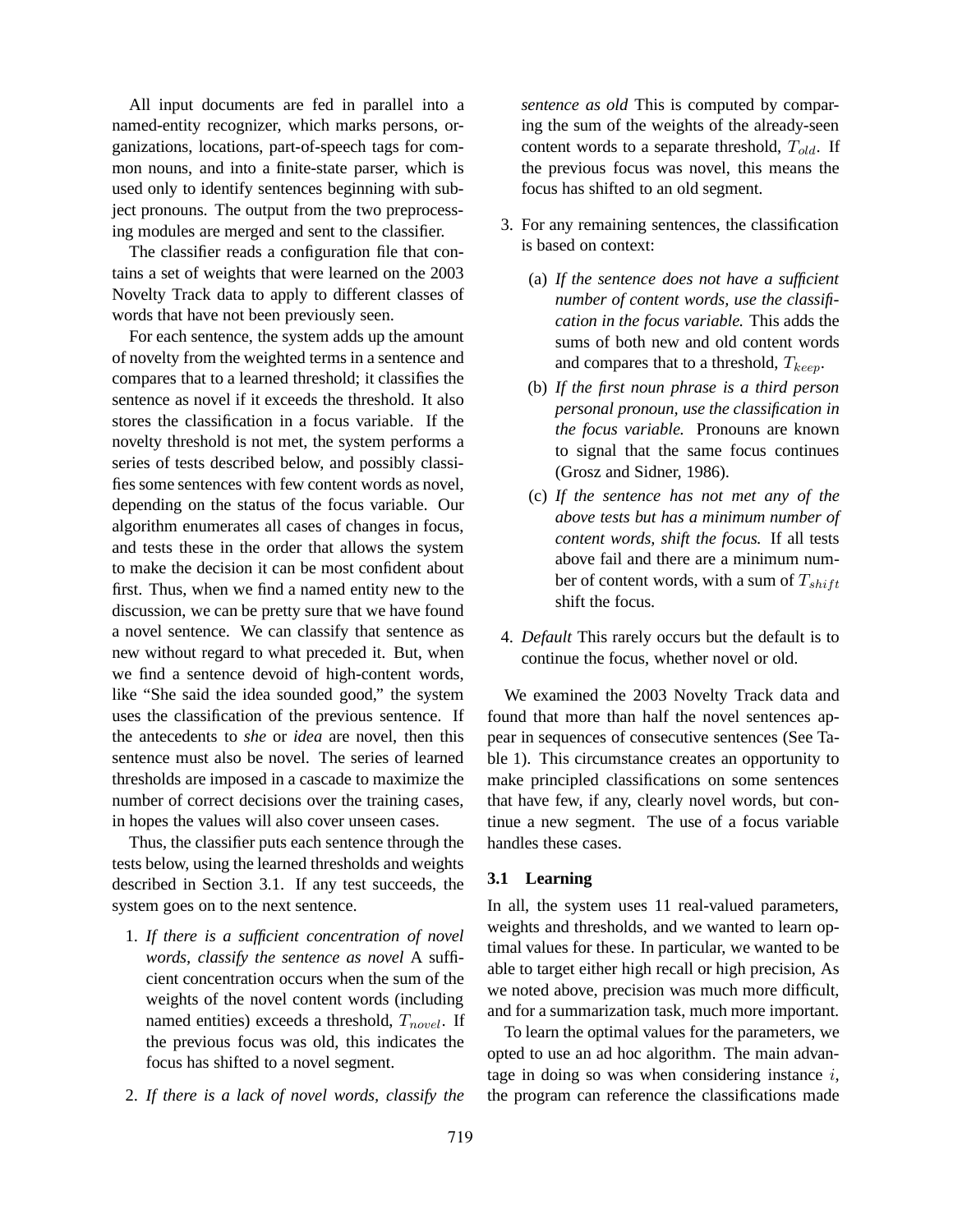All input documents are fed in parallel into a named-entity recognizer, which marks persons, organizations, locations, part-of-speech tags for common nouns, and into a finite-state parser, which is used only to identify sentences beginning with subject pronouns. The output from the two preprocessing modules are merged and sent to the classifier.

The classifier reads a configuration file that contains a set of weights that were learned on the 2003 Novelty Track data to apply to different classes of words that have not been previously seen.

For each sentence, the system adds up the amount of novelty from the weighted terms in a sentence and compares that to a learned threshold; it classifies the sentence as novel if it exceeds the threshold. It also stores the classification in a focus variable. If the novelty threshold is not met, the system performs a series of tests described below, and possibly classifies some sentences with few content words as novel, depending on the status of the focus variable. Our algorithm enumerates all cases of changes in focus, and tests these in the order that allows the system to make the decision it can be most confident about first. Thus, when we find a named entity new to the discussion, we can be pretty sure that we have found a novel sentence. We can classify that sentence as new without regard to what preceded it. But, when we find a sentence devoid of high-content words, like "She said the idea sounded good," the system uses the classification of the previous sentence. If the antecedents to *she* or *idea* are novel, then this sentence must also be novel. The series of learned thresholds are imposed in a cascade to maximize the number of correct decisions over the training cases, in hopes the values will also cover unseen cases.

Thus, the classifier puts each sentence through the tests below, using the learned thresholds and weights described in Section 3.1. If any test succeeds, the system goes on to the next sentence.

1. *If there is a sufficient concentration of novel words, classify the sentence as novel* A sufficient concentration occurs when the sum of the weights of the novel content words (including named entities) exceeds a threshold, $T_{novel}$. If the previous focus was old, this indicates the focus has shifted to a novel segment.

2. *If there is a lack of novel words, classify the sentence as old* This is computed by comparing the sum of the weights of the already-seen content words to a separate threshold, $T_{old}$. If the previous focus was novel, this means the focus has shifted to an old segment.

3. For any remaining sentences, the classification is based on context:

   (a) *If the sentence does not have a sufficient number of content words, use the classification in the focus variable.* This adds the sums of both new and old content words and compares that to a threshold, $T_{keep}$.

   (b) *If the first noun phrase is a third person personal pronoun, use the classification in the focus variable.* Pronouns are known to signal that the same focus continues (Grosz and Sidner, 1986).

   (c) *If the sentence has not met any of the above tests but has a minimum number of content words, shift the focus.* If all tests above fail and there are a minimum number of content words, with a sum of $T_{shift}$ shift the focus.

4. *Default* This rarely occurs but the default is to continue the focus, whether novel or old.

We examined the 2003 Novelty Track data and found that more than half the novel sentences appear in sequences of consecutive sentences (See Table 1). This circumstance creates an opportunity to make principled classifications on some sentences that have few, if any, clearly novel words, but continue a new segment. The use of a focus variable handles these cases.

### 3.1 Learning

In all, the system uses 11 real-valued parameters, weights and thresholds, and we wanted to learn optimal values for these. In particular, we wanted to be able to target either high recall or high precision, As we noted above, precision was much more difficult, and for a summarization task, much more important.

To learn the optimal values for the parameters, we opted to use an ad hoc algorithm. The main advantage in doing so was when considering instance $i$, the program can reference the classifications made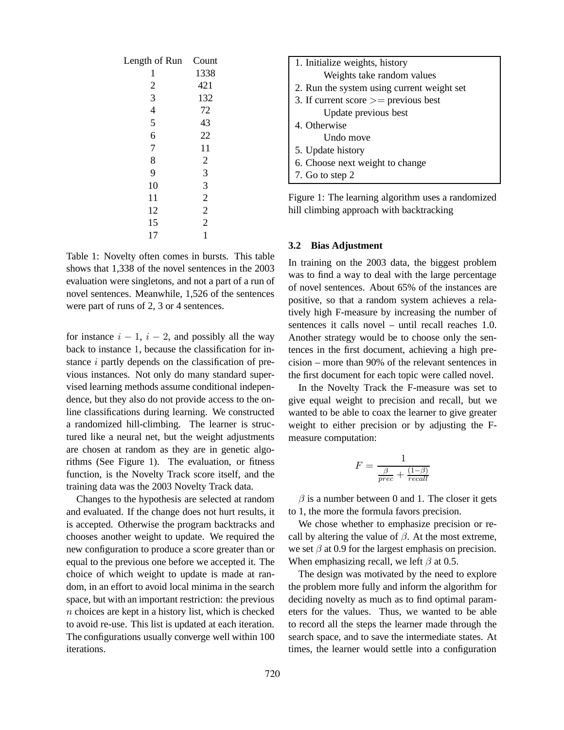| Length of Run | Count |
|---|---|
| 1 | 1338 |
| 2 | 421 |
| 3 | 132 |
| 4 | 72 |
| 5 | 43 |
| 6 | 22 |
| 7 | 11 |
| 8 | 2 |
| 9 | 3 |
| 10 | 3 |
| 11 | 2 |
| 12 | 2 |
| 15 | 2 |
| 17 | 1 |

Table 1: Novelty often comes in bursts. This table shows that 1,338 of the novel sentences in the 2003 evaluation were singletons, and not a part of a run of novel sentences. Meanwhile, 1,526 of the sentences were part of runs of 2, 3 or 4 sentences.

for instance $i-1$, $i-2$, and possibly all the way back to instance 1, because the classification for instance $i$ partly depends on the classification of previous instances. Not only do many standard supervised learning methods assume conditional independence, but they also do not provide access to the online classifications during learning. We constructed a randomized hill-climbing. The learner is structured like a neural net, but the weight adjustments are chosen at random as they are in genetic algorithms (See Figure 1). The evaluation, or fitness function, is the Novelty Track score itself, and the training data was the 2003 Novelty Track data.

Changes to the hypothesis are selected at random and evaluated. If the change does not hurt results, it is accepted. Otherwise the program backtracks and chooses another weight to update. We required the new configuration to produce a score greater than or equal to the previous one before we accepted it. The choice of which weight to update is made at random, in an effort to avoid local minima in the search space, but with an important restriction: the previous $n$ choices are kept in a history list, which is checked to avoid re-use. This list is updated at each iteration. The configurations usually converge well within 100 iterations.

```
1. Initialize weights, history
       Weights take random values
2. Run the system using current weight set
3. If current score >= previous best
       Update previous best
4. Otherwise
       Undo move
5. Update history
6. Choose next weight to change
7. Go to step 2
```

Figure 1: The learning algorithm uses a randomized hill climbing approach with backtracking

### 3.2 Bias Adjustment

In training on the 2003 data, the biggest problem was to find a way to deal with the large percentage of novel sentences. About 65% of the instances are positive, so that a random system achieves a relatively high F-measure by increasing the number of sentences it calls novel – until recall reaches 1.0. Another strategy would be to choose only the sentences in the first document, achieving a high precision – more than 90% of the relevant sentences in the first document for each topic were called novel.

In the Novelty Track the F-measure was set to give equal weight to precision and recall, but we wanted to be able to coax the learner to give greater weight to either precision or by adjusting the F-measure computation:

$$F = \frac{1}{\frac{\beta}{prec} + \frac{(1-\beta)}{recall}}$$

$\beta$ is a number between 0 and 1. The closer it gets to 1, the more the formula favors precision.

We chose whether to emphasize precision or recall by altering the value of $\beta$. At the most extreme, we set $\beta$ at 0.9 for the largest emphasis on precision. When emphasizing recall, we left $\beta$ at 0.5.

The design was motivated by the need to explore the problem more fully and inform the algorithm for deciding novelty as much as to find optimal parameters for the values. Thus, we wanted to be able to record all the steps the learner made through the search space, and to save the intermediate states. At times, the learner would settle into a configuration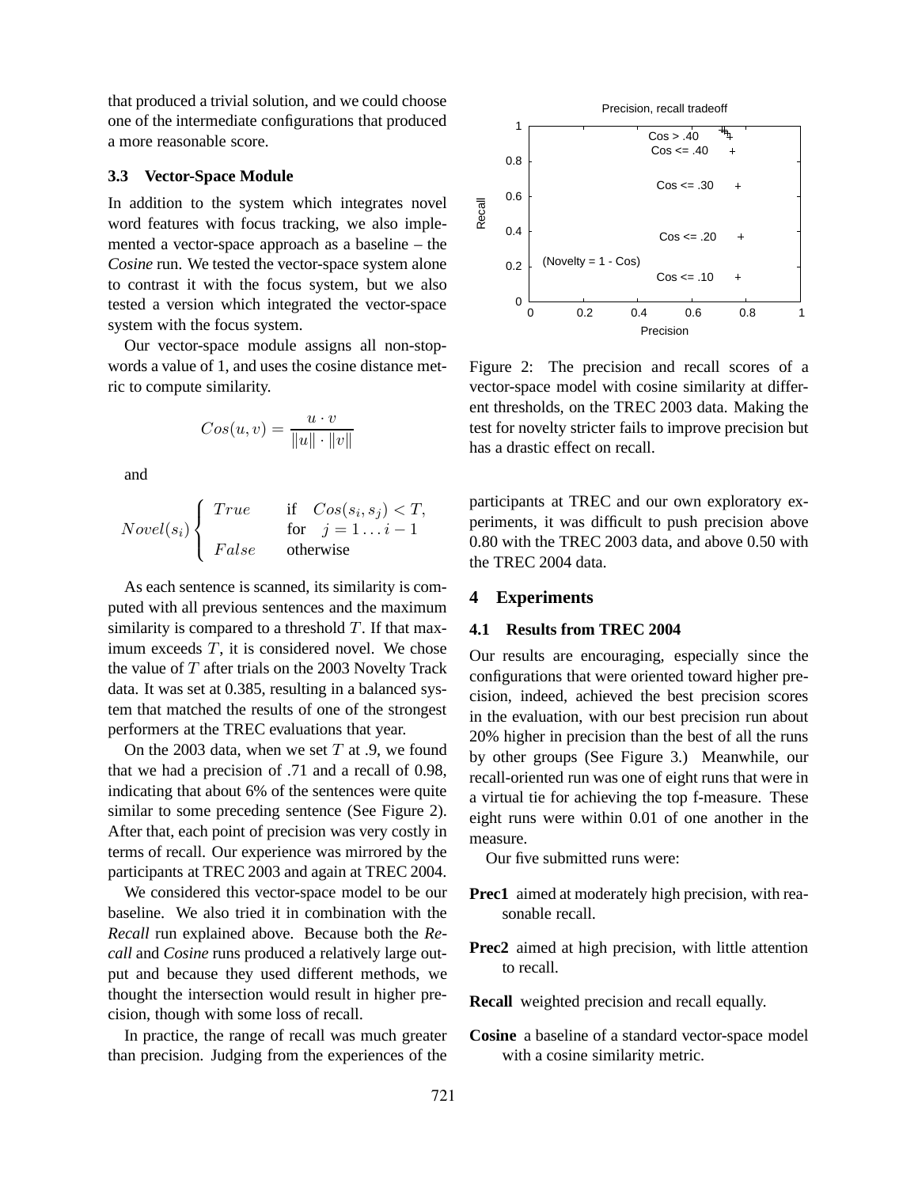that produced a trivial solution, and we could choose one of the intermediate configurations that produced a more reasonable score.

### 3.3 Vector-Space Module

In addition to the system which integrates novel word features with focus tracking, we also implemented a vector-space approach as a baseline – the *Cosine* run. We tested the vector-space system alone to contrast it with the focus system, but we also tested a version which integrated the vector-space system with the focus system.

Our vector-space module assigns all non-stopwords a value of 1, and uses the cosine distance metric to compute similarity.

$$Cos(u, v) = \frac{u \cdot v}{\|u\| \cdot \|v\|}$$

and

$$Novel(s_i) \begin{cases} True & \text{if} \quad Cos(s_i, s_j) < T, \\ & \text{for} \quad j = 1 \ldots i-1 \\ False & \text{otherwise} \end{cases}$$

As each sentence is scanned, its similarity is computed with all previous sentences and the maximum similarity is compared to a threshold $T$. If that maximum exceeds $T$, it is considered novel. We chose the value of $T$ after trials on the 2003 Novelty Track data. It was set at 0.385, resulting in a balanced system that matched the results of one of the strongest performers at the TREC evaluations that year.

On the 2003 data, when we set $T$ at .9, we found that we had a precision of .71 and a recall of 0.98, indicating that about 6% of the sentences were quite similar to some preceding sentence (See Figure 2). After that, each point of precision was very costly in terms of recall. Our experience was mirrored by the participants at TREC 2003 and again at TREC 2004.

We considered this vector-space model to be our baseline. We also tried it in combination with the *Recall* run explained above. Because both the *Recall* and *Cosine* runs produced a relatively large output and because they used different methods, we thought the intersection would result in higher precision, though with some loss of recall.

In practice, the range of recall was much greater than precision. Judging from the experiences of the participants at TREC and our own exploratory experiments, it was difficult to push precision above 0.80 with the TREC 2003 data, and above 0.50 with the TREC 2004 data.

Figure 2: The precision and recall scores of a vector-space model with cosine similarity at different thresholds, on the TREC 2003 data. Making the test for novelty stricter fails to improve precision but has a drastic effect on recall.

## 4 Experiments

### 4.1 Results from TREC 2004

Our results are encouraging, especially since the configurations that were oriented toward higher precision, indeed, achieved the best precision scores in the evaluation, with our best precision run about 20% higher in precision than the best of all the runs by other groups (See Figure 3.) Meanwhile, our recall-oriented run was one of eight runs that were in a virtual tie for achieving the top f-measure. These eight runs were within 0.01 of one another in the measure.

Our five submitted runs were:

- **Prec1** aimed at moderately high precision, with reasonable recall.
- **Prec2** aimed at high precision, with little attention to recall.
- **Recall** weighted precision and recall equally.
- **Cosine** a baseline of a standard vector-space model with a cosine similarity metric.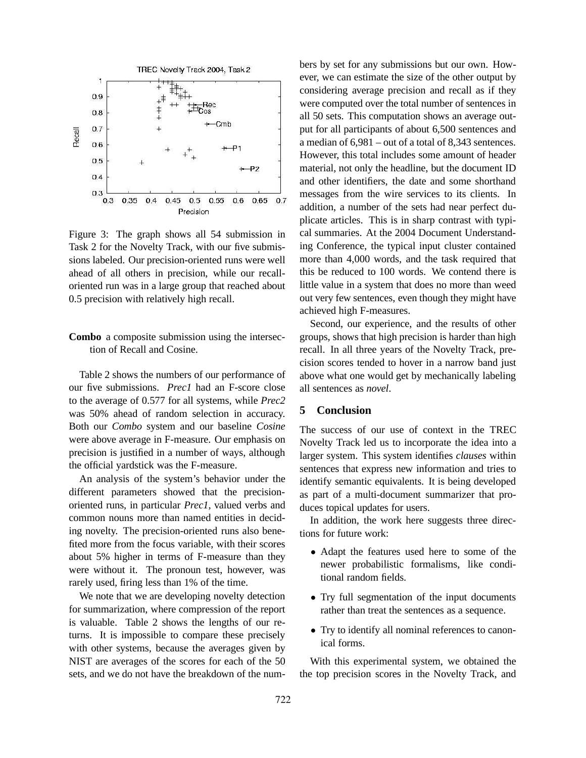Figure 3: The graph shows all 54 submission in Task 2 for the Novelty Track, with our five submissions labeled. Our precision-oriented runs were well ahead of all others in precision, while our recall-oriented run was in a large group that reached about 0.5 precision with relatively high recall.

**Combo** a composite submission using the intersection of Recall and Cosine.

Table 2 shows the numbers of our performance of our five submissions. *Prec1* had an F-score close to the average of 0.577 for all systems, while *Prec2* was 50% ahead of random selection in accuracy. Both our *Combo* system and our baseline *Cosine* were above average in F-measure. Our emphasis on precision is justified in a number of ways, although the official yardstick was the F-measure.

An analysis of the system's behavior under the different parameters showed that the precision-oriented runs, in particular *Prec1*, valued verbs and common nouns more than named entities in deciding novelty. The precision-oriented runs also benefited more from the focus variable, with their scores about 5% higher in terms of F-measure than they were without it. The pronoun test, however, was rarely used, firing less than 1% of the time.

We note that we are developing novelty detection for summarization, where compression of the report is valuable. Table 2 shows the lengths of our returns. It is impossible to compare these precisely with other systems, because the averages given by NIST are averages of the scores for each of the 50 sets, and we do not have the breakdown of the numbers by set for any submissions but our own. However, we can estimate the size of the other output by considering average precision and recall as if they were computed over the total number of sentences in all 50 sets. This computation shows an average output for all participants of about 6,500 sentences and a median of 6,981 – out of a total of 8,343 sentences. However, this total includes some amount of header material, not only the headline, but the document ID and other identifiers, the date and some shorthand messages from the wire services to its clients. In addition, a number of the sets had near perfect duplicate articles. This is in sharp contrast with typical summaries. At the 2004 Document Understanding Conference, the typical input cluster contained more than 4,000 words, and the task required that this be reduced to 100 words. We contend there is little value in a system that does no more than weed out very few sentences, even though they might have achieved high F-measures.

Second, our experience, and the results of other groups, shows that high precision is harder than high recall. In all three years of the Novelty Track, precision scores tended to hover in a narrow band just above what one would get by mechanically labeling all sentences as *novel*.

## 5 Conclusion

The success of our use of context in the TREC Novelty Track led us to incorporate the idea into a larger system. This system identifies *clauses* within sentences that express new information and tries to identify semantic equivalents. It is being developed as part of a multi-document summarizer that produces topical updates for users.

In addition, the work here suggests three directions for future work:

- Adapt the features used here to some of the newer probabilistic formalisms, like conditional random fields.
- Try full segmentation of the input documents rather than treat the sentences as a sequence.
- Try to identify all nominal references to canonical forms.

With this experimental system, we obtained the the top precision scores in the Novelty Track, and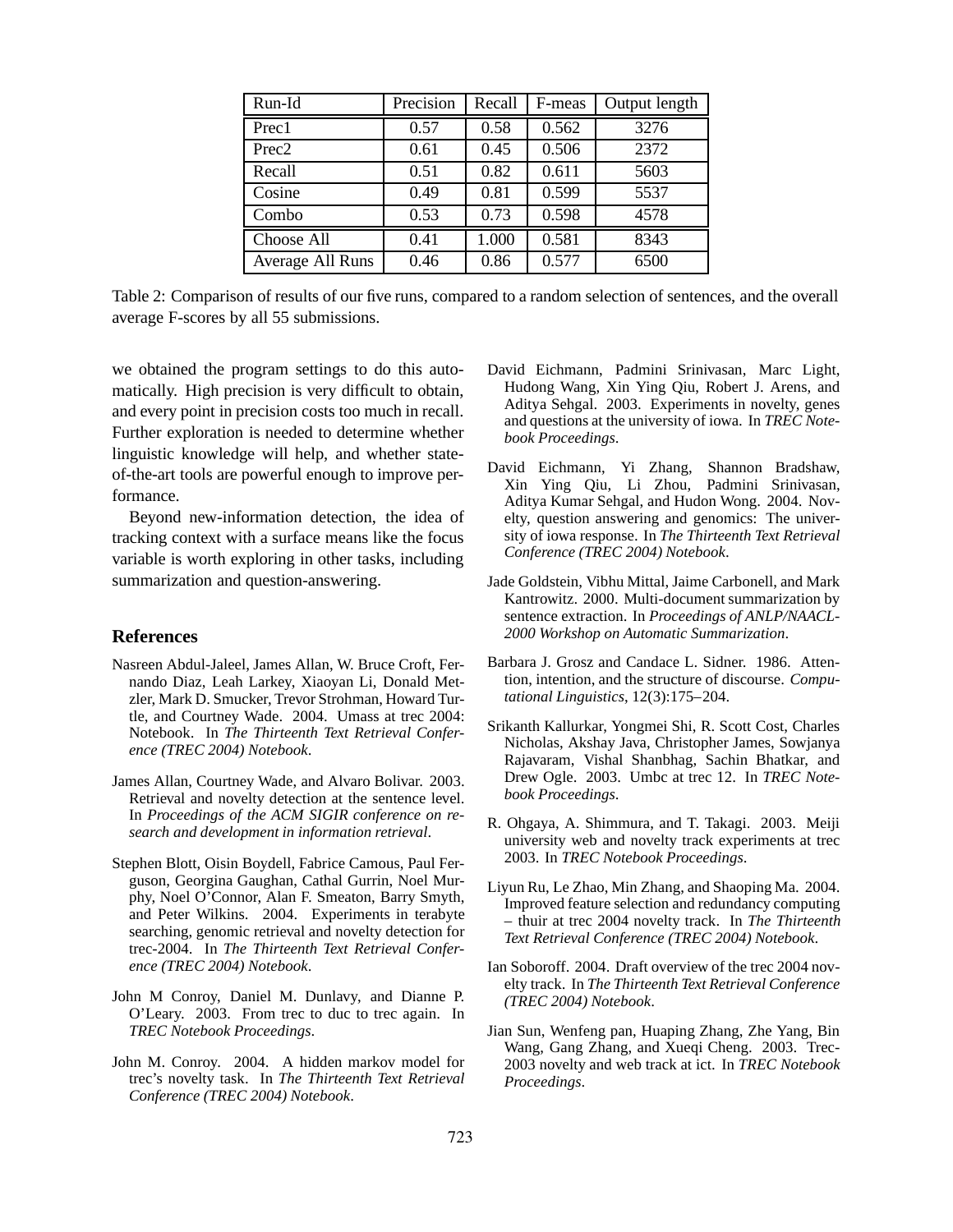| Run-Id | Precision | Recall | F-meas | Output length |
|---|---|---|---|---|
| Prec1 | 0.57 | 0.58 | 0.562 | 3276 |
| Prec2 | 0.61 | 0.45 | 0.506 | 2372 |
| Recall | 0.51 | 0.82 | 0.611 | 5603 |
| Cosine | 0.49 | 0.81 | 0.599 | 5537 |
| Combo | 0.53 | 0.73 | 0.598 | 4578 |
| Choose All | 0.41 | 1.000 | 0.581 | 8343 |
| Average All Runs | 0.46 | 0.86 | 0.577 | 6500 |

Table 2: Comparison of results of our five runs, compared to a random selection of sentences, and the overall average F-scores by all 55 submissions.

we obtained the program settings to do this automatically. High precision is very difficult to obtain, and every point in precision costs too much in recall. Further exploration is needed to determine whether linguistic knowledge will help, and whether state-of-the-art tools are powerful enough to improve performance.

Beyond new-information detection, the idea of tracking context with a surface means like the focus variable is worth exploring in other tasks, including summarization and question-answering.

## References

Nasreen Abdul-Jaleel, James Allan, W. Bruce Croft, Fernando Diaz, Leah Larkey, Xiaoyan Li, Donald Metzler, Mark D. Smucker, Trevor Strohman, Howard Turtle, and Courtney Wade. 2004. Umass at trec 2004: Notebook. In *The Thirteenth Text Retrieval Conference (TREC 2004) Notebook*.

James Allan, Courtney Wade, and Alvaro Bolivar. 2003. Retrieval and novelty detection at the sentence level. In *Proceedings of the ACM SIGIR conference on research and development in information retrieval*.

Stephen Blott, Oisin Boydell, Fabrice Camous, Paul Ferguson, Georgina Gaughan, Cathal Gurrin, Noel Murphy, Noel O'Connor, Alan F. Smeaton, Barry Smyth, and Peter Wilkins. 2004. Experiments in terabyte searching, genomic retrieval and novelty detection for trec-2004. In *The Thirteenth Text Retrieval Conference (TREC 2004) Notebook*.

John M Conroy, Daniel M. Dunlavy, and Dianne P. O'Leary. 2003. From trec to duc to trec again. In *TREC Notebook Proceedings*.

John M. Conroy. 2004. A hidden markov model for trec's novelty task. In *The Thirteenth Text Retrieval Conference (TREC 2004) Notebook*.

David Eichmann, Padmini Srinivasan, Marc Light, Hudong Wang, Xin Ying Qiu, Robert J. Arens, and Aditya Sehgal. 2003. Experiments in novelty, genes and questions at the university of iowa. In *TREC Notebook Proceedings*.

David Eichmann, Yi Zhang, Shannon Bradshaw, Xin Ying Qiu, Li Zhou, Padmini Srinivasan, Aditya Kumar Sehgal, and Hudon Wong. 2004. Novelty, question answering and genomics: The university of iowa response. In *The Thirteenth Text Retrieval Conference (TREC 2004) Notebook*.

Jade Goldstein, Vibhu Mittal, Jaime Carbonell, and Mark Kantrowitz. 2000. Multi-document summarization by sentence extraction. In *Proceedings of ANLP/NAACL-2000 Workshop on Automatic Summarization*.

Barbara J. Grosz and Candace L. Sidner. 1986. Attention, intention, and the structure of discourse. *Computational Linguistics*, 12(3):175–204.

Srikanth Kallurkar, Yongmei Shi, R. Scott Cost, Charles Nicholas, Akshay Java, Christopher James, Sowjanya Rajavaram, Vishal Shanbhag, Sachin Bhatkar, and Drew Ogle. 2003. Umbc at trec 12. In *TREC Notebook Proceedings*.

R. Ohgaya, A. Shimmura, and T. Takagi. 2003. Meiji university web and novelty track experiments at trec 2003. In *TREC Notebook Proceedings*.

Liyun Ru, Le Zhao, Min Zhang, and Shaoping Ma. 2004. Improved feature selection and redundancy computing – thuir at trec 2004 novelty track. In *The Thirteenth Text Retrieval Conference (TREC 2004) Notebook*.

Ian Soboroff. 2004. Draft overview of the trec 2004 novelty track. In *The Thirteenth Text Retrieval Conference (TREC 2004) Notebook*.

Jian Sun, Wenfeng pan, Huaping Zhang, Zhe Yang, Bin Wang, Gang Zhang, and Xueqi Cheng. 2003. Trec-2003 novelty and web track at ict. In *TREC Notebook Proceedings*.